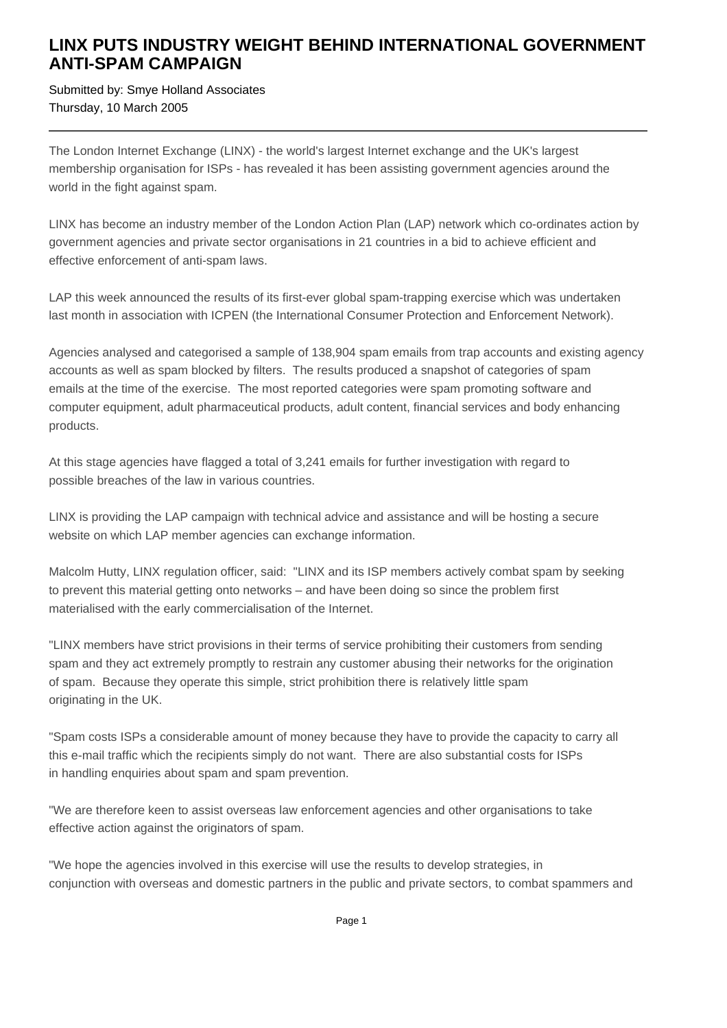# LINX PUTS INDUSTRY WEIGHT BEHIND INTERNATIONAL GOVERNMENT ANTI-SPAM CAMPAIGN

Submitted by: Smye Holland Associates
Thursday, 10 March 2005

---

The London Internet Exchange (LINX) - the world's largest Internet exchange and the UK's largest membership organisation for ISPs - has revealed it has been assisting government agencies around the world in the fight against spam.

LINX has become an industry member of the London Action Plan (LAP) network which co-ordinates action by government agencies and private sector organisations in 21 countries in a bid to achieve efficient and effective enforcement of anti-spam laws.

LAP this week announced the results of its first-ever global spam-trapping exercise which was undertaken last month in association with ICPEN (the International Consumer Protection and Enforcement Network).

Agencies analysed and categorised a sample of 138,904 spam emails from trap accounts and existing agency accounts as well as spam blocked by filters. The results produced a snapshot of categories of spam emails at the time of the exercise. The most reported categories were spam promoting software and computer equipment, adult pharmaceutical products, adult content, financial services and body enhancing products.

At this stage agencies have flagged a total of 3,241 emails for further investigation with regard to possible breaches of the law in various countries.

LINX is providing the LAP campaign with technical advice and assistance and will be hosting a secure website on which LAP member agencies can exchange information.

Malcolm Hutty, LINX regulation officer, said: "LINX and its ISP members actively combat spam by seeking to prevent this material getting onto networks – and have been doing so since the problem first materialised with the early commercialisation of the Internet.

"LINX members have strict provisions in their terms of service prohibiting their customers from sending spam and they act extremely promptly to restrain any customer abusing their networks for the origination of spam. Because they operate this simple, strict prohibition there is relatively little spam originating in the UK.

"Spam costs ISPs a considerable amount of money because they have to provide the capacity to carry all this e-mail traffic which the recipients simply do not want. There are also substantial costs for ISPs in handling enquiries about spam and spam prevention.

"We are therefore keen to assist overseas law enforcement agencies and other organisations to take effective action against the originators of spam.

"We hope the agencies involved in this exercise will use the results to develop strategies, in conjunction with overseas and domestic partners in the public and private sectors, to combat spammers and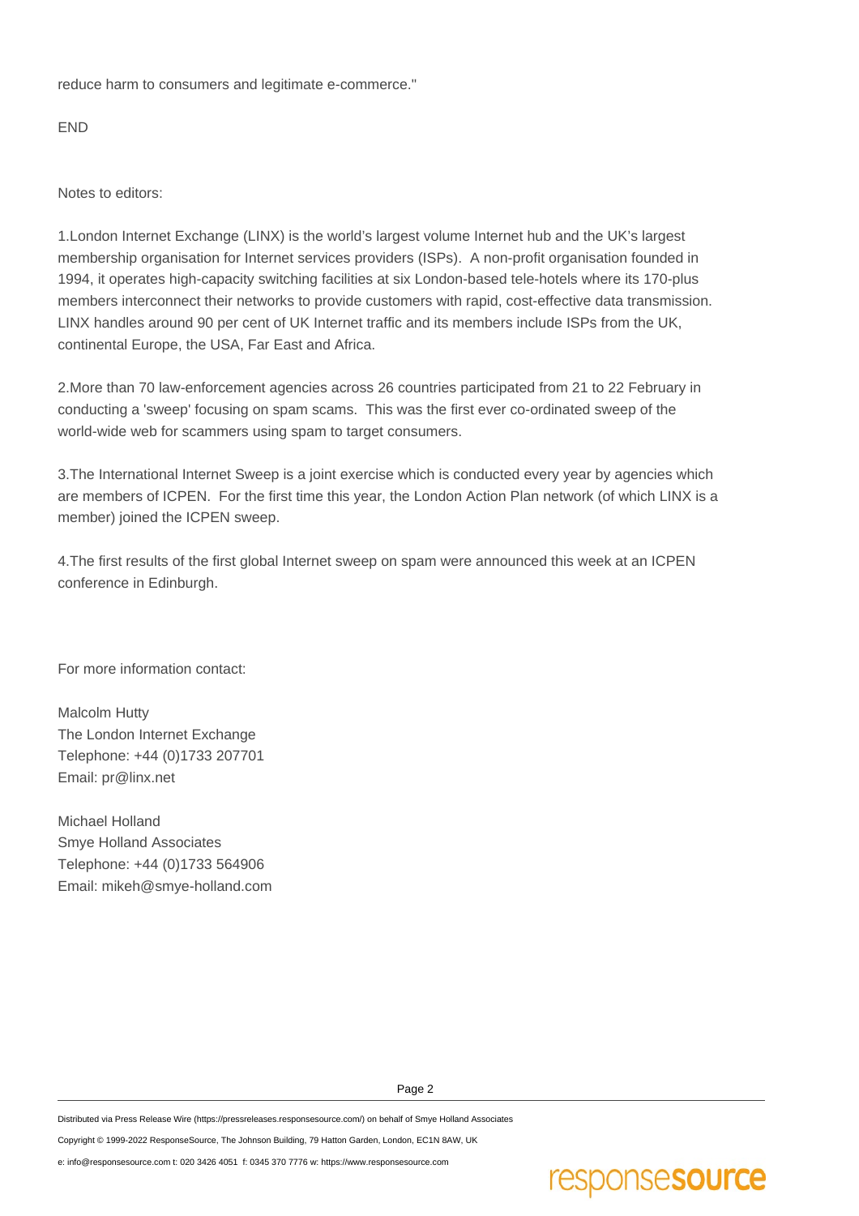reduce harm to consumers and legitimate e-commerce."

END

Notes to editors:

1.London Internet Exchange (LINX) is the world's largest volume Internet hub and the UK's largest membership organisation for Internet services providers (ISPs). A non-profit organisation founded in 1994, it operates high-capacity switching facilities at six London-based tele-hotels where its 170-plus members interconnect their networks to provide customers with rapid, cost-effective data transmission. LINX handles around 90 per cent of UK Internet traffic and its members include ISPs from the UK, continental Europe, the USA, Far East and Africa.

2.More than 70 law-enforcement agencies across 26 countries participated from 21 to 22 February in conducting a 'sweep' focusing on spam scams. This was the first ever co-ordinated sweep of the world-wide web for scammers using spam to target consumers.

3.The International Internet Sweep is a joint exercise which is conducted every year by agencies which are members of ICPEN. For the first time this year, the London Action Plan network (of which LINX is a member) joined the ICPEN sweep.

4.The first results of the first global Internet sweep on spam were announced this week at an ICPEN conference in Edinburgh.

For more information contact:

Malcolm Hutty
The London Internet Exchange
Telephone: +44 (0)1733 207701
Email: pr@linx.net

Michael Holland
Smye Holland Associates
Telephone: +44 (0)1733 564906
Email: mikeh@smye-holland.com

Distributed via Press Release Wire (https://pressreleases.responsesource.com/) on behalf of Smye Holland Associates

Copyright © 1999-2022 ResponseSource, The Johnson Building, 79 Hatton Garden, London, EC1N 8AW, UK

e: info@responsesource.com t: 020 3426 4051 f: 0345 370 7776 w: https://www.responsesource.com